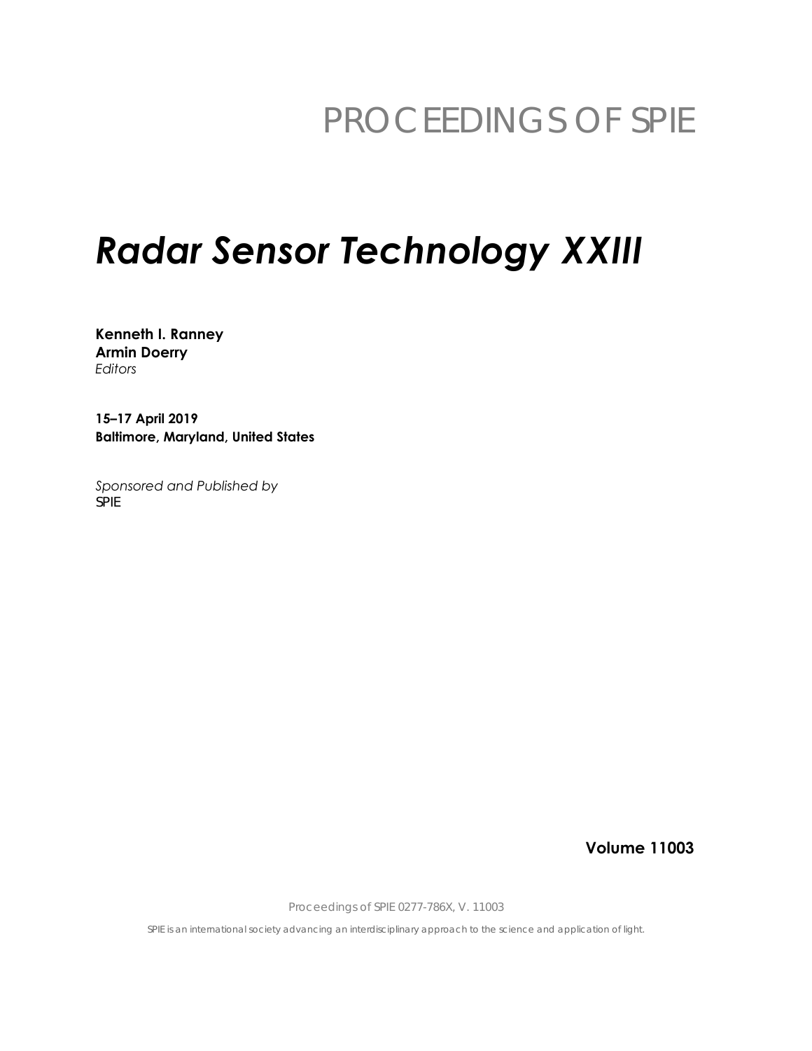PROCEEDINGS OF SPIE

# *Radar Sensor Technology XXIII*

**Kenneth I. Ranney**
**Armin Doerry**
*Editors*

**15–17 April 2019**
**Baltimore, Maryland, United States**

*Sponsored and Published by*
SPIE

**Volume 11003**

Proceedings of SPIE 0277-786X, V. 11003

SPIE is an international society advancing an interdisciplinary approach to the science and application of light.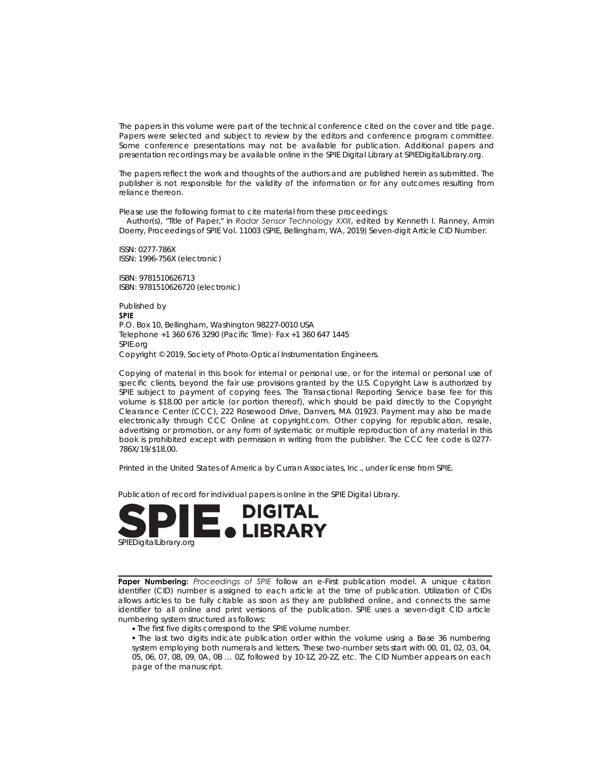The papers in this volume were part of the technical conference cited on the cover and title page. Papers were selected and subject to review by the editors and conference program committee. Some conference presentations may not be available for publication. Additional papers and presentation recordings may be available online in the SPIE Digital Library at SPIEDigitalLibrary.org.

The papers reflect the work and thoughts of the authors and are published herein as submitted. The publisher is not responsible for the validity of the information or for any outcomes resulting from reliance thereon.

Please use the following format to cite material from these proceedings:
Author(s), "Title of Paper," in *Radar Sensor Technology XXIII*, edited by Kenneth I. Ranney, Armin Doerry, Proceedings of SPIE Vol. 11003 (SPIE, Bellingham, WA, 2019) Seven-digit Article CID Number.

ISSN: 0277-786X
ISSN: 1996-756X (electronic)

ISBN: 9781510626713
ISBN: 9781510626720 (electronic)

Published by
**SPIE**
P.O. Box 10, Bellingham, Washington 98227-0010 USA
Telephone +1 360 676 3290 (Pacific Time)· Fax +1 360 647 1445
SPIE.org
Copyright © 2019, Society of Photo-Optical Instrumentation Engineers.

Copying of material in this book for internal or personal use, or for the internal or personal use of specific clients, beyond the fair use provisions granted by the U.S. Copyright Law is authorized by SPIE subject to payment of copying fees. The Transactional Reporting Service base fee for this volume is $18.00 per article (or portion thereof), which should be paid directly to the Copyright Clearance Center (CCC), 222 Rosewood Drive, Danvers, MA 01923. Payment may also be made electronically through CCC Online at copyright.com. Other copying for republication, resale, advertising or promotion, or any form of systematic or multiple reproduction of any material in this book is prohibited except with permission in writing from the publisher. The CCC fee code is 0277-786X/19/$18.00.

Printed in the United States of America by Curran Associates, Inc., under license from SPIE.

Publication of record for individual papers is online in the SPIE Digital Library.

SPIE. DIGITAL LIBRARY
SPIEDigitalLibrary.org

**Paper Numbering:** *Proceedings of SPIE* follow an e-First publication model. A unique citation identifier (CID) number is assigned to each article at the time of publication. Utilization of CIDs allows articles to be fully citable as soon as they are published online, and connects the same identifier to all online and print versions of the publication. SPIE uses a seven-digit CID article numbering system structured as follows:

- The first five digits correspond to the SPIE volume number.
- The last two digits indicate publication order within the volume using a Base 36 numbering system employing both numerals and letters. These two-number sets start with 00, 01, 02, 03, 04, 05, 06, 07, 08, 09, 0A, 0B … 0Z, followed by 10-1Z, 20-2Z, etc. The CID Number appears on each page of the manuscript.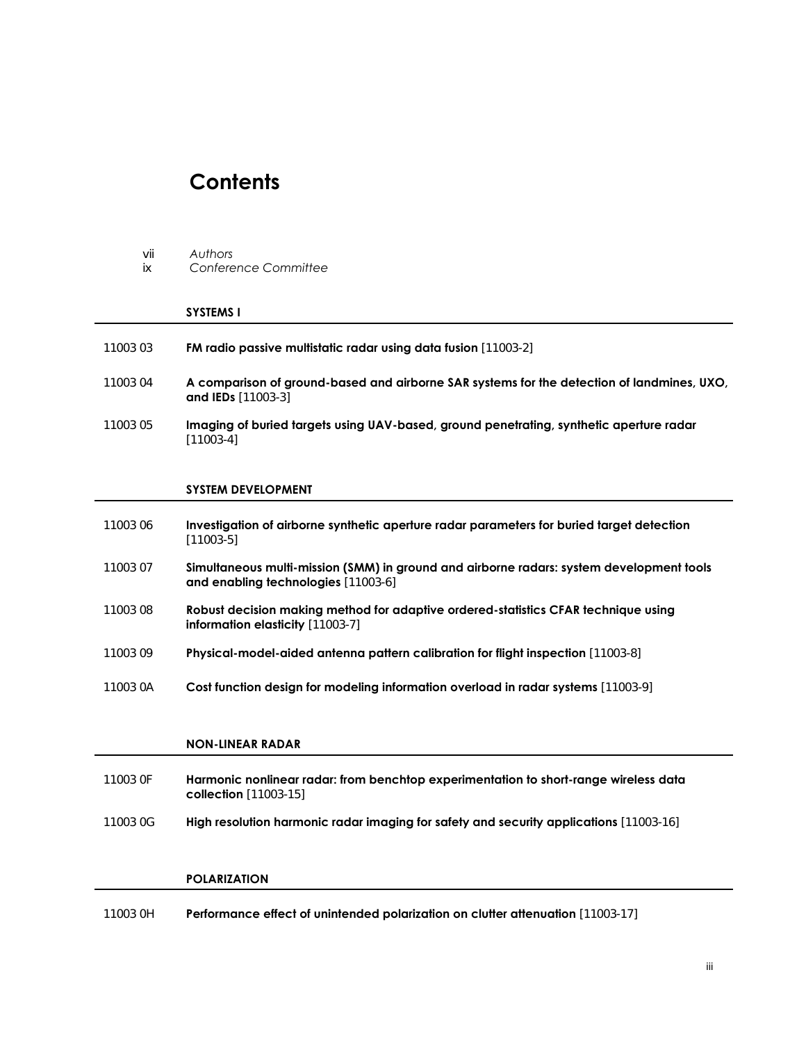# Contents

vii *Authors*

ix *Conference Committee*

## SYSTEMS I

11003 03 **FM radio passive multistatic radar using data fusion** [11003-2]

11003 04 **A comparison of ground-based and airborne SAR systems for the detection of landmines, UXO, and IEDs** [11003-3]

11003 05 **Imaging of buried targets using UAV-based, ground penetrating, synthetic aperture radar** [11003-4]

## SYSTEM DEVELOPMENT

11003 06 **Investigation of airborne synthetic aperture radar parameters for buried target detection** [11003-5]

11003 07 **Simultaneous multi-mission (SMM) in ground and airborne radars: system development tools and enabling technologies** [11003-6]

11003 08 **Robust decision making method for adaptive ordered-statistics CFAR technique using information elasticity** [11003-7]

11003 09 **Physical-model-aided antenna pattern calibration for flight inspection** [11003-8]

11003 0A **Cost function design for modeling information overload in radar systems** [11003-9]

## NON-LINEAR RADAR

11003 0F **Harmonic nonlinear radar: from benchtop experimentation to short-range wireless data collection** [11003-15]

11003 0G **High resolution harmonic radar imaging for safety and security applications** [11003-16]

## POLARIZATION

11003 0H **Performance effect of unintended polarization on clutter attenuation** [11003-17]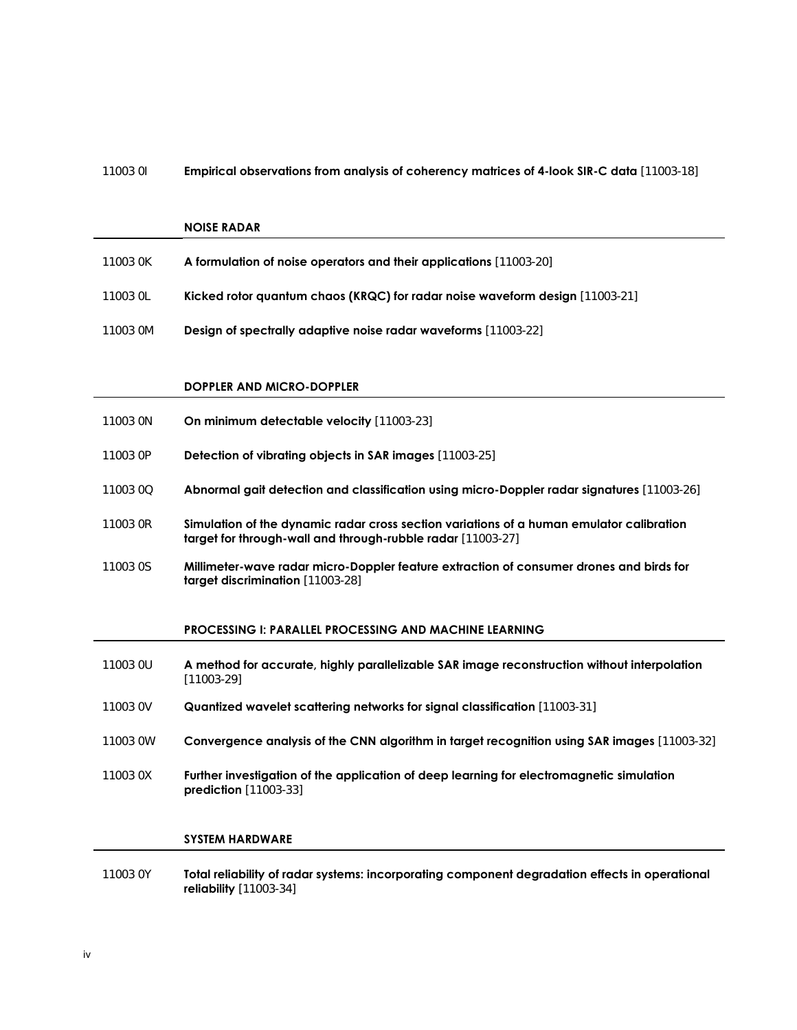11003 0I **Empirical observations from analysis of coherency matrices of 4-look SIR-C data** [11003-18]

## NOISE RADAR

11003 0K **A formulation of noise operators and their applications** [11003-20]

11003 0L **Kicked rotor quantum chaos (KRQC) for radar noise waveform design** [11003-21]

11003 0M **Design of spectrally adaptive noise radar waveforms** [11003-22]

## DOPPLER AND MICRO-DOPPLER

11003 0N **On minimum detectable velocity** [11003-23]

11003 0P **Detection of vibrating objects in SAR images** [11003-25]

11003 0Q **Abnormal gait detection and classification using micro-Doppler radar signatures** [11003-26]

11003 0R **Simulation of the dynamic radar cross section variations of a human emulator calibration target for through-wall and through-rubble radar** [11003-27]

11003 0S **Millimeter-wave radar micro-Doppler feature extraction of consumer drones and birds for target discrimination** [11003-28]

## PROCESSING I: PARALLEL PROCESSING AND MACHINE LEARNING

11003 0U **A method for accurate, highly parallelizable SAR image reconstruction without interpolation** [11003-29]

11003 0V **Quantized wavelet scattering networks for signal classification** [11003-31]

11003 0W **Convergence analysis of the CNN algorithm in target recognition using SAR images** [11003-32]

11003 0X **Further investigation of the application of deep learning for electromagnetic simulation prediction** [11003-33]

## SYSTEM HARDWARE

11003 0Y **Total reliability of radar systems: incorporating component degradation effects in operational reliability** [11003-34]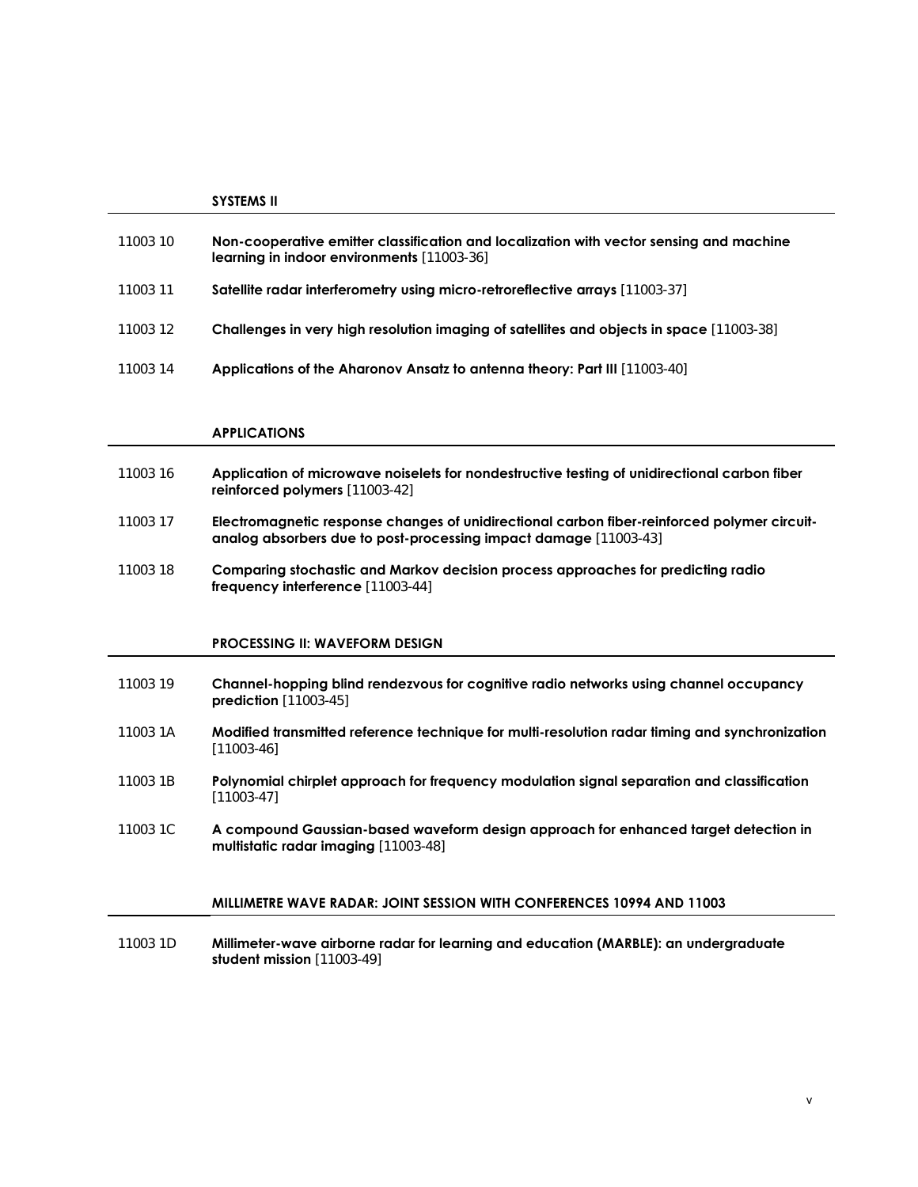## SYSTEMS II

11003 10 **Non-cooperative emitter classification and localization with vector sensing and machine learning in indoor environments** [11003-36]

11003 11 **Satellite radar interferometry using micro-retroreflective arrays** [11003-37]

11003 12 **Challenges in very high resolution imaging of satellites and objects in space** [11003-38]

11003 14 **Applications of the Aharonov Ansatz to antenna theory: Part III** [11003-40]

## APPLICATIONS

11003 16 **Application of microwave noiselets for nondestructive testing of unidirectional carbon fiber reinforced polymers** [11003-42]

11003 17 **Electromagnetic response changes of unidirectional carbon fiber-reinforced polymer circuit-analog absorbers due to post-processing impact damage** [11003-43]

11003 18 **Comparing stochastic and Markov decision process approaches for predicting radio frequency interference** [11003-44]

## PROCESSING II: WAVEFORM DESIGN

11003 19 **Channel-hopping blind rendezvous for cognitive radio networks using channel occupancy prediction** [11003-45]

11003 1A **Modified transmitted reference technique for multi-resolution radar timing and synchronization** [11003-46]

11003 1B **Polynomial chirplet approach for frequency modulation signal separation and classification** [11003-47]

11003 1C **A compound Gaussian-based waveform design approach for enhanced target detection in multistatic radar imaging** [11003-48]

## MILLIMETRE WAVE RADAR: JOINT SESSION WITH CONFERENCES 10994 AND 11003

11003 1D **Millimeter-wave airborne radar for learning and education (MARBLE): an undergraduate student mission** [11003-49]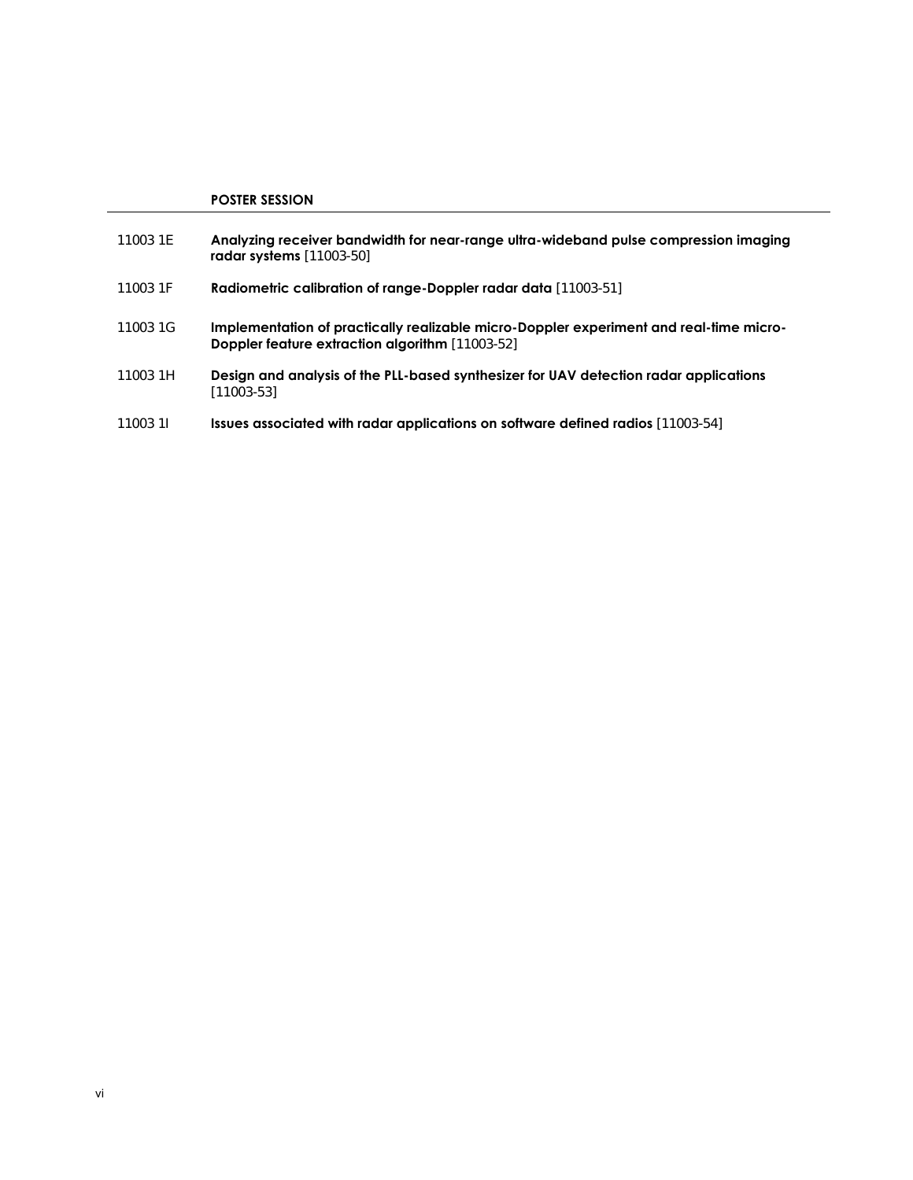**POSTER SESSION**

11003 1E **Analyzing receiver bandwidth for near-range ultra-wideband pulse compression imaging radar systems** [11003-50]

11003 1F **Radiometric calibration of range-Doppler radar data** [11003-51]

11003 1G **Implementation of practically realizable micro-Doppler experiment and real-time micro-Doppler feature extraction algorithm** [11003-52]

11003 1H **Design and analysis of the PLL-based synthesizer for UAV detection radar applications** [11003-53]

11003 1I **Issues associated with radar applications on software defined radios** [11003-54]